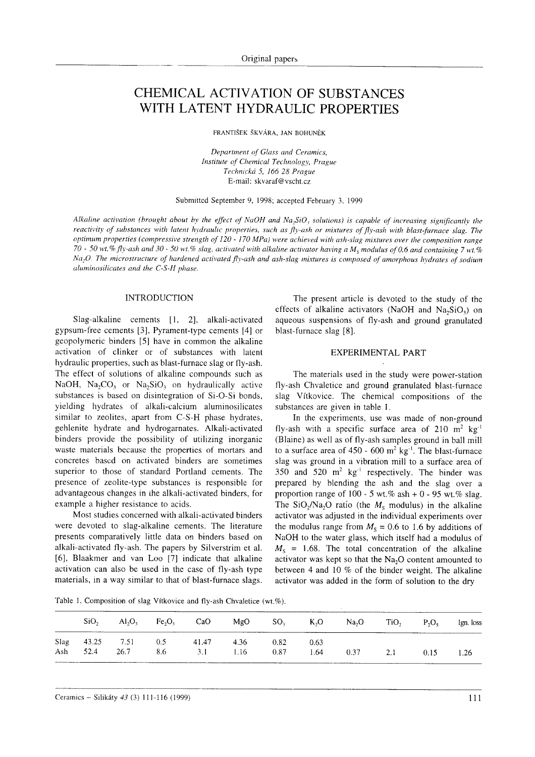Original papers

# CHEMICAL ACTIVATION OF SUBSTANCES WITH LATENT HYDRAULIC PROPERTIES

FRANTIŠEK ŠKVÁRA, JAN BOHUNĚK

*Department of Glass and Ceramics,*
*Institute of Chemical Technology, Prague*
*Technická 5, 166 28 Prague*
*E-mail: skvaraf@vscht.cz*

Submitted September 9, 1998; accepted February 3, 1999

*Alkaline activation (brought about by the effect of NaOH and $Na_2SiO_3$ solutions) is capable of increasing significantly the reactivity of substances with latent hydraulic properties, such as fly-ash or mixtures of fly-ash with blast-furnace slag. The optimum properties (compressive strength of 120 - 170 MPa) were achieved with ash-slag mixtures over the composition range 70 - 50 wt.% fly-ash and 30 - 50 wt.% slag, activated with alkaline activator having a $M_S$ modulus of 0.6 and containing 7 wt.% $Na_2O$. The microstructure of hardened activated fly-ash and ash-slag mixtures is composed of amorphous hydrates of sodium aluminosilicates and the C-S-H phase.*

## INTRODUCTION

Slag-alkaline cements [1, 2], alkali-activated gypsum-free cements [3], Pyrament-type cements [4] or geopolymeric binders [5] have in common the alkaline activation of clinker or of substances with latent hydraulic properties, such as blast-furnace slag or fly-ash. The effect of solutions of alkaline compounds such as NaOH, $Na_2CO_3$ or $Na_2SiO_3$ on hydraulically active substances is based on disintegration of Si-O-Si bonds, yielding hydrates of alkali-calcium aluminosilicates similar to zeolites, apart from C-S-H phase hydrates, gehlenite hydrate and hydrogarnates. Alkali-activated binders provide the possibility of utilizing inorganic waste materials because the properties of mortars and concretes based on activated binders are sometimes superior to those of standard Portland cements. The presence of zeolite-type substances is responsible for advantageous changes in the alkali-activated binders, for example a higher resistance to acids.

Most studies concerned with alkali-activated binders were devoted to slag-alkaline cements. The literature presents comparatively little data on binders based on alkali-activated fly-ash. The papers by Silverstrim et al. [6], Blaakmer and van Loo [7] indicate that alkaline activation can also be used in the case of fly-ash type materials, in a way similar to that of blast-furnace slags.

The present article is devoted to the study of the effects of alkaline activators (NaOH and $Na_2SiO_3$) on aqueous suspensions of fly-ash and ground granulated blast-furnace slag [8].

## EXPERIMENTAL PART

The materials used in the study were power-station fly-ash Chvaletice and ground granulated blast-furnace slag Vítkovice. The chemical compositions of the substances are given in table 1.

In the experiments, use was made of non-ground fly-ash with a specific surface area of 210 $m^2\ kg^{-1}$ (Blaine) as well as of fly-ash samples ground in ball mill to a surface area of 450 - 600 $m^2\ kg^{-1}$. The blast-furnace slag was ground in a vibration mill to a surface area of 350 and 520 $m^2\ kg^{-1}$ respectively. The binder was prepared by blending the ash and the slag over a proportion range of 100 - 5 wt.% ash + 0 - 95 wt.% slag. The $SiO_2/Na_2O$ ratio (the $M_S$ modulus) in the alkaline activator was adjusted in the individual experiments over the modulus range from $M_S$ = 0.6 to 1.6 by additions of NaOH to the water glass, which itself had a modulus of $M_S$ = 1.68. The total concentration of the alkaline activator was kept so that the $Na_2O$ content amounted to between 4 and 10 % of the binder weight. The alkaline activator was added in the form of solution to the dry

Table 1. Composition of slag Vítkovice and fly-ash Chvaletice (wt.%).

| | $SiO_2$ | $Al_2O_3$ | $Fe_2O_3$ | CaO | MgO | $SO_3$ | $K_2O$ | $Na_2O$ | $TiO_2$ | $P_2O_5$ | Ign. loss |
|---|---|---|---|---|---|---|---|---|---|---|---|
| Slag | 43.25 | 7.51 | 0.5 | 41.47 | 4.36 | 0.82 | 0.63 | | | | |
| Ash | 52.4 | 26.7 | 8.6 | 3.1 | 1.16 | 0.87 | 1.64 | 0.37 | 2.1 | 0.15 | 1.26 |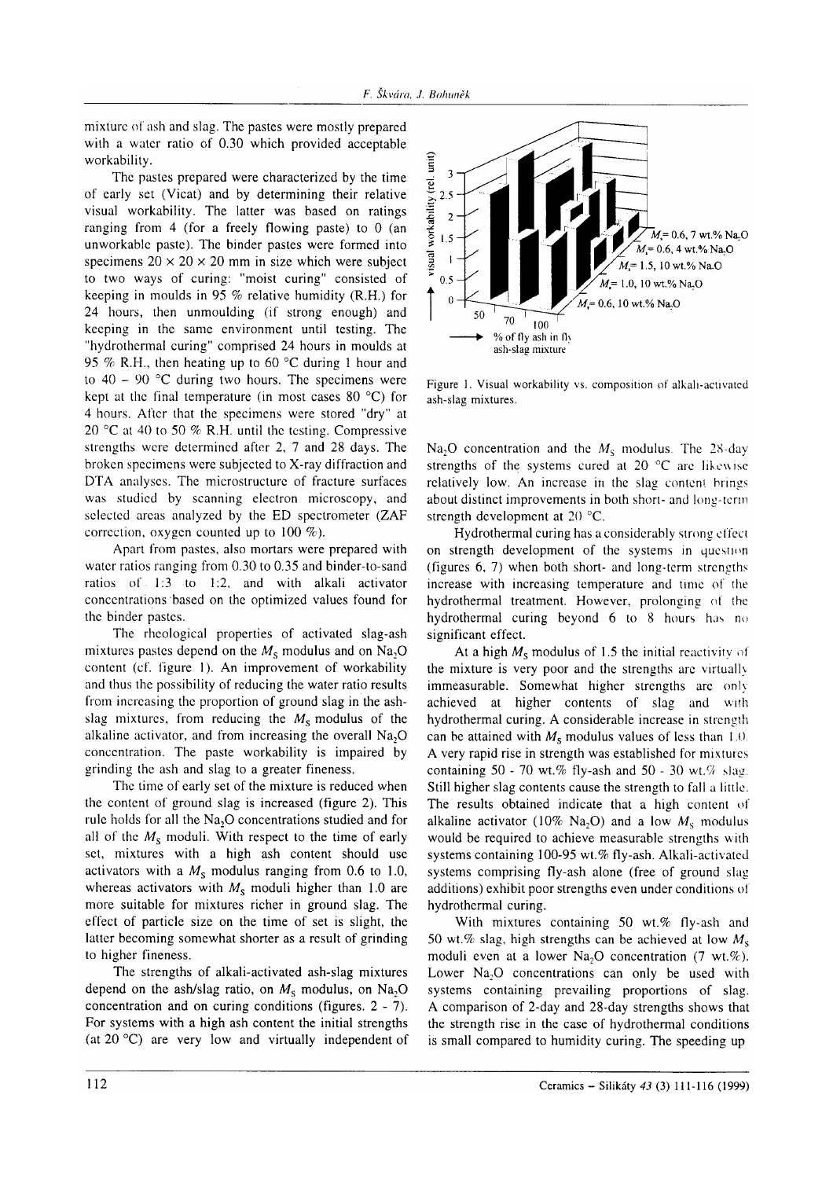mixture of ash and slag. The pastes were mostly prepared with a water ratio of 0.30 which provided acceptable workability.

The pastes prepared were characterized by the time of early set (Vicat) and by determining their relative visual workability. The latter was based on ratings ranging from 4 (for a freely flowing paste) to 0 (an unworkable paste). The binder pastes were formed into specimens 20 × 20 × 20 mm in size which were subject to two ways of curing: "moist curing" consisted of keeping in moulds in 95 % relative humidity (R.H.) for 24 hours, then unmoulding (if strong enough) and keeping in the same environment until testing. The "hydrothermal curing" comprised 24 hours in moulds at 95 % R.H., then heating up to 60 °C during 1 hour and to 40 – 90 °C during two hours. The specimens were kept at the final temperature (in most cases 80 °C) for 4 hours. After that the specimens were stored "dry" at 20 °C at 40 to 50 % R.H. until the testing. Compressive strengths were determined after 2, 7 and 28 days. The broken specimens were subjected to X-ray diffraction and DTA analyses. The microstructure of fracture surfaces was studied by scanning electron microscopy, and selected areas analyzed by the ED spectrometer (ZAF correction, oxygen counted up to 100 %).

Apart from pastes, also mortars were prepared with water ratios ranging from 0.30 to 0.35 and binder-to-sand ratios of 1:3 to 1:2, and with alkali activator concentrations based on the optimized values found for the binder pastes.

The rheological properties of activated slag-ash mixtures pastes depend on the $M_S$ modulus and on $Na_2O$ content (cf. figure 1). An improvement of workability and thus the possibility of reducing the water ratio results from increasing the proportion of ground slag in the ash-slag mixtures, from reducing the $M_S$ modulus of the alkaline activator, and from increasing the overall $Na_2O$ concentration. The paste workability is impaired by grinding the ash and slag to a greater fineness.

The time of early set of the mixture is reduced when the content of ground slag is increased (figure 2). This rule holds for all the $Na_2O$ concentrations studied and for all of the $M_S$ moduli. With respect to the time of early set, mixtures with a high ash content should use activators with a $M_S$ modulus ranging from 0.6 to 1.0, whereas activators with $M_S$ moduli higher than 1.0 are more suitable for mixtures richer in ground slag. The effect of particle size on the time of set is slight, the latter becoming somewhat shorter as a result of grinding to higher fineness.

The strengths of alkali-activated ash-slag mixtures depend on the ash/slag ratio, on $M_S$ modulus, on $Na_2O$ concentration and on curing conditions (figures. 2 - 7). For systems with a high ash content the initial strengths (at 20 °C) are very low and virtually independent of

visual workability (rel. unit)
3
2.5
2
1.5
1
0.5
0
50
70
100
% of fly ash in fly ash-slag mixture
$M_s$= 0.6, 7 wt.% $Na_2O$
$M_s$= 0.6, 4 wt.% $Na_2O$
$M_s$= 1.5, 10 wt.% $Na_2O$
$M_s$= 1.0, 10 wt.% $Na_2O$
$M_s$= 0.6, 10 wt.% $Na_2O$

Figure 1. Visual workability vs. composition of alkali-activated ash-slag mixtures.

$Na_2O$ concentration and the $M_S$ modulus. The 28-day strengths of the systems cured at 20 °C are likewise relatively low. An increase in the slag content brings about distinct improvements in both short- and long-term strength development at 20 °C.

Hydrothermal curing has a considerably strong effect on strength development of the systems in question (figures 6, 7) when both short- and long-term strengths increase with increasing temperature and time of the hydrothermal treatment. However, prolonging of the hydrothermal curing beyond 6 to 8 hours has no significant effect.

At a high $M_S$ modulus of 1.5 the initial reactivity of the mixture is very poor and the strengths are virtually immeasurable. Somewhat higher strengths are only achieved at higher contents of slag and with hydrothermal curing. A considerable increase in strength can be attained with $M_S$ modulus values of less than 1.0. A very rapid rise in strength was established for mixtures containing 50 - 70 wt.% fly-ash and 50 - 30 wt.% slag. Still higher slag contents cause the strength to fall a little. The results obtained indicate that a high content of alkaline activator (10% $Na_2O$) and a low $M_S$ modulus would be required to achieve measurable strengths with systems containing 100-95 wt.% fly-ash. Alkali-activated systems comprising fly-ash alone (free of ground slag additions) exhibit poor strengths even under conditions of hydrothermal curing.

With mixtures containing 50 wt.% fly-ash and 50 wt.% slag, high strengths can be achieved at low $M_S$ moduli even at a lower $Na_2O$ concentration (7 wt.%). Lower $Na_2O$ concentrations can only be used with systems containing prevailing proportions of slag. A comparison of 2-day and 28-day strengths shows that the strength rise in the case of hydrothermal conditions is small compared to humidity curing. The speeding up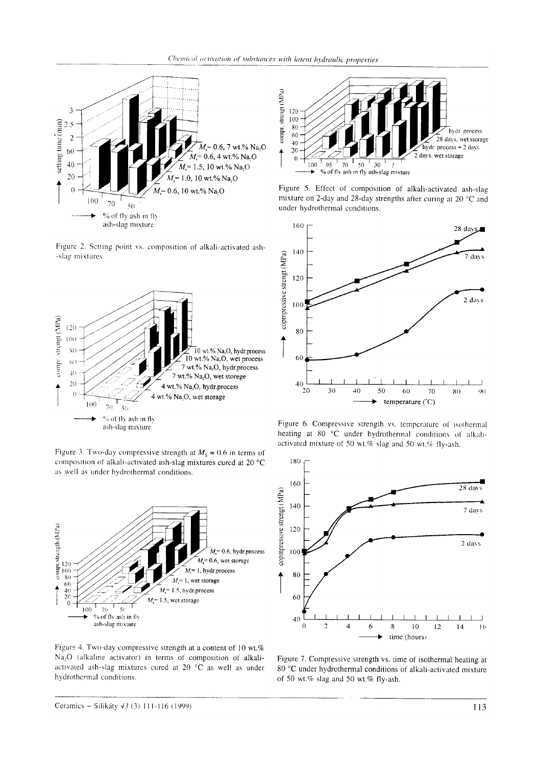setting time (min)

3

2.5

2

60

40

20

0

100 70 50

% of fly ash in fly ash-slag mixture

$M_s$ = 0.6, 7 wt.% $Na_2O$

$M_s$ = 0.6, 4 wt.% $Na_2O$

$M_s$ = 1.5, 10 wt.% $Na_2O$

$M_s$ = 1.0, 10 wt.% $Na_2O$

$M_s$ = 0.6, 10 wt.% $Na_2O$

Figure 2. Setting point vs. composition of alkali-activated ash-slag mixtures.

compr. strengt (MPa)

120

100

80

60

40

20

0

100 70 50

% of fly ash in fly ash-slag mixture

10 wt.% $Na_2O$, hydr.process

10 wt.% $Na_2O$, wet process

7 wt.% $Na_2O$, hydr.process

7 wt.% $Na_2O$, wet storege

4 wt.% $Na_2O$, hydr.proces

4 wt.% $Na_2O$, wet storage

Figure 3. Two-day compressive strength at $M_S$ = 0.6 in terms of composition of alkali-activated ash-slag mixtures cured at 20 °C as well as under hydrothermal conditions.

compr. strength (MPa)

120

100

80

60

40

20

0

100 70 50

% of fly ash in fly ash-slag mixture

$M_s$ = 0.6, hydr.process

$M_s$ = 0.6, wet storage

$M_s$ = 1, hydr.process

$M_s$ = 1, wet storage

$M_s$ = 1.5, hydr.process

$M_s$ = 1.5, wet storage

Figure 4. Two-day compressive strength at a content of 10 wt.% $Na_2O$ (alkaline activator) in terms of composition of alkali-activated ash-slag mixtures cured at 20 °C as well as under hydrothermal conditions.

compr. strengt (MPa)

120

100

80

60

40

20

0

100 95 70 50 30 5

% of fly ash in fly ash-slag mixture

hydr. process

28 days, wet storage

hydr. process + 2 days

2 days, wet storage

Figure 5. Effect of composition of alkali-activated ash-slag mixture on 2-day and 28-day strengths after curing at 20 °C and under hydrothermal conditions.

copmpressive strengt (MPa)

160

140

120

100

80

60

40

20 30 40 50 60 70 80 90

temperature (°C)

28 days

7 days

2 days

Figure 6. Compressive strength vs. temperature of isothermal heating at 80 °C under hydrothermal conditions of alkali-activated mixture of 50 wt.% slag and 50 wt.% fly-ash.

copmpressive strengt (MPa)

180

160

140

120

100

80

60

40

0 2 4 6 8 10 12 14 16

time (hours)

28 days

7 days

2 days

Figure 7. Compressive strength vs. time of isothermal heating at 80 °C under hydrothermal conditions of alkali-activated mixture of 50 wt.% slag and 50 wt.% fly-ash.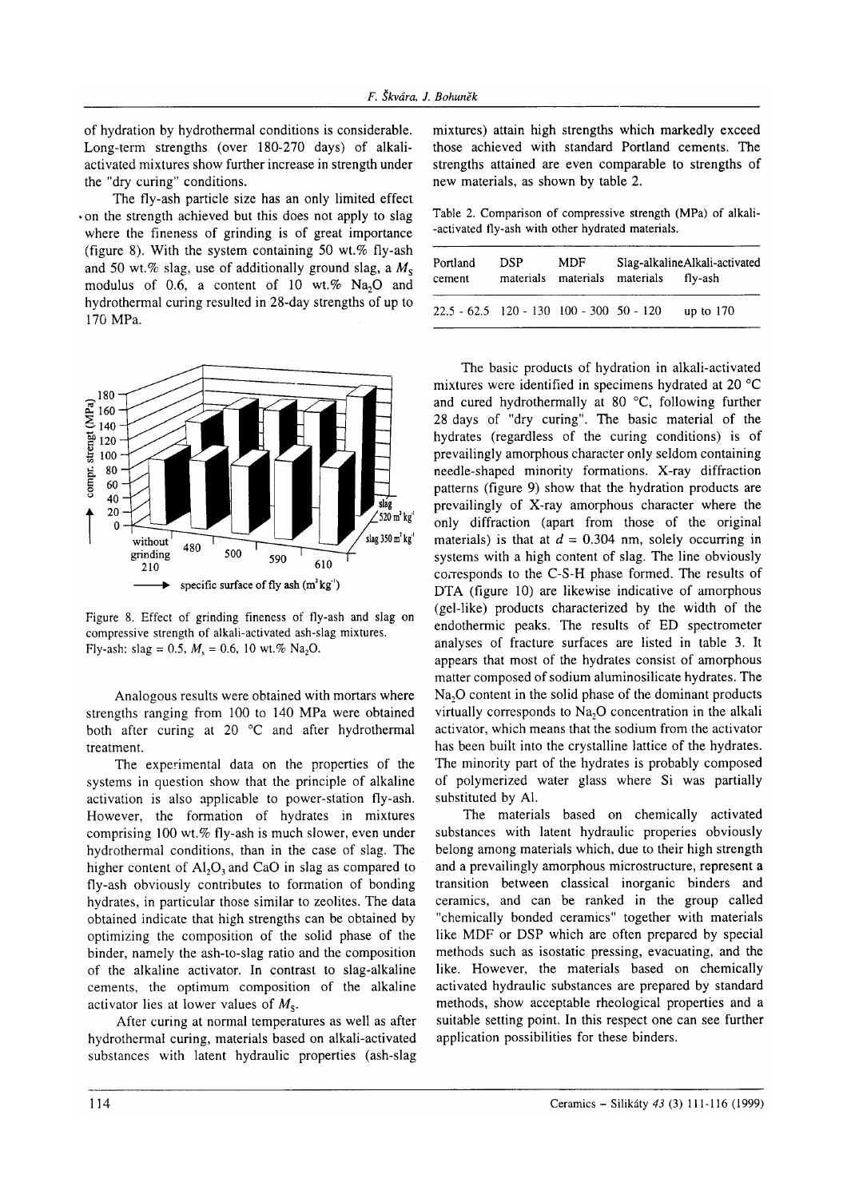of hydration by hydrothermal conditions is considerable. Long-term strengths (over 180-270 days) of alkali-activated mixtures show further increase in strength under the "dry curing" conditions.

The fly-ash particle size has an only limited effect on the strength achieved but this does not apply to slag where the fineness of grinding is of great importance (figure 8). With the system containing 50 wt.% fly-ash and 50 wt.% slag, use of additionally ground slag, a $M_S$ modulus of 0.6, a content of 10 wt.% $Na_2O$ and hydrothermal curing resulted in 28-day strengths of up to 170 MPa.

compr. strengt (MPa)
180
160
140
120
100
80
60
40
20
0
without grinding 210
480
500
590
610
slag 520 m²kg⁻¹
slag 350 m²kg⁻¹
specific surface of fly ash (m²kg⁻¹)

Figure 8. Effect of grinding fineness of fly-ash and slag on compressive strength of alkali-activated ash-slag mixtures. Fly-ash: slag = 0.5, $M_s$ = 0.6, 10 wt.% $Na_2O$.

Analogous results were obtained with mortars where strengths ranging from 100 to 140 MPa were obtained both after curing at 20 °C and after hydrothermal treatment.

The experimental data on the properties of the systems in question show that the principle of alkaline activation is also applicable to power-station fly-ash. However, the formation of hydrates in mixtures comprising 100 wt.% fly-ash is much slower, even under hydrothermal conditions, than in the case of slag. The higher content of $Al_2O_3$ and CaO in slag as compared to fly-ash obviously contributes to formation of bonding hydrates, in particular those similar to zeolites. The data obtained indicate that high strengths can be obtained by optimizing the composition of the solid phase of the binder, namely the ash-to-slag ratio and the composition of the alkaline activator. In contrast to slag-alkaline cements, the optimum composition of the alkaline activator lies at lower values of $M_S$.

After curing at normal temperatures as well as after hydrothermal curing, materials based on alkali-activated substances with latent hydraulic properties (ash-slag mixtures) attain high strengths which markedly exceed those achieved with standard Portland cements. The strengths attained are even comparable to strengths of new materials, as shown by table 2.

Table 2. Comparison of compressive strength (MPa) of alkali-activated fly-ash with other hydrated materials.

| Portland cement | DSP materials | MDF materials | Slag-alkaline materials | Alkali-activated fly-ash |
|---|---|---|---|---|
| 22.5 - 62.5 | 120 - 130 | 100 - 300 | 50 - 120 | up to 170 |

The basic products of hydration in alkali-activated mixtures were identified in specimens hydrated at 20 °C and cured hydrothermally at 80 °C, following further 28 days of "dry curing". The basic material of the hydrates (regardless of the curing conditions) is of prevailingly amorphous character only seldom containing needle-shaped minority formations. X-ray diffraction patterns (figure 9) show that the hydration products are prevailingly of X-ray amorphous character where the only diffraction (apart from those of the original materials) is that at $d$ = 0.304 nm, solely occurring in systems with a high content of slag. The line obviously corresponds to the C-S-H phase formed. The results of DTA (figure 10) are likewise indicative of amorphous (gel-like) products characterized by the width of the endothermic peaks. The results of ED spectrometer analyses of fracture surfaces are listed in table 3. It appears that most of the hydrates consist of amorphous matter composed of sodium aluminosilicate hydrates. The $Na_2O$ content in the solid phase of the dominant products virtually corresponds to $Na_2O$ concentration in the alkali activator, which means that the sodium from the activator has been built into the crystalline lattice of the hydrates. The minority part of the hydrates is probably composed of polymerized water glass where Si was partially substituted by Al.

The materials based on chemically activated substances with latent hydraulic properies obviously belong among materials which, due to their high strength and a prevailingly amorphous microstructure, represent a transition between classical inorganic binders and ceramics, and can be ranked in the group called "chemically bonded ceramics" together with materials like MDF or DSP which are often prepared by special methods such as isostatic pressing, evacuating, and the like. However, the materials based on chemically activated hydraulic substances are prepared by standard methods, show acceptable rheological properties and a suitable setting point. In this respect one can see further application possibilities for these binders.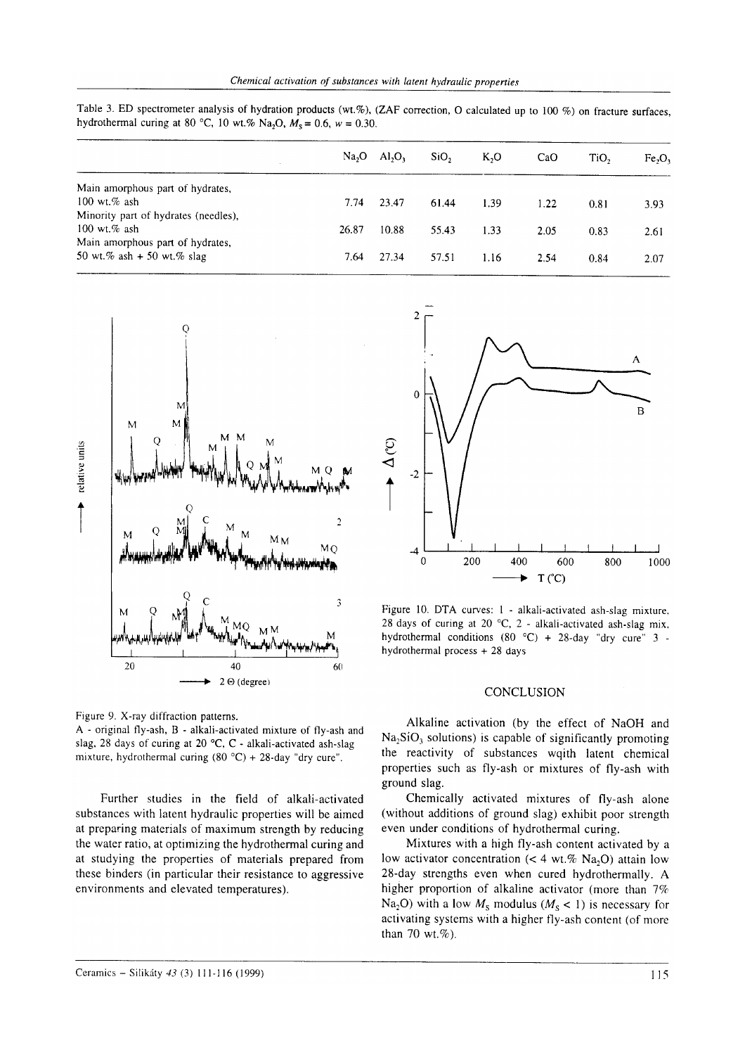Table 3. ED spectrometer analysis of hydration products (wt.%), (ZAF correction, O calculated up to 100 %) on fracture surfaces, hydrothermal curing at 80 °C, 10 wt.% $Na_2O$, $M_S = 0.6$, $w = 0.30$.

| | $Na_2O$ | $Al_2O_3$ | $SiO_2$ | $K_2O$ | CaO | $TiO_2$ | $Fe_2O_3$ |
|---|---|---|---|---|---|---|---|
| Main amorphous part of hydrates, 100 wt.% ash | 7.74 | 23.47 | 61.44 | 1.39 | 1.22 | 0.81 | 3.93 |
| Minority part of hydrates (needles), 100 wt.% ash | 26.87 | 10.88 | 55.43 | 1.33 | 2.05 | 0.83 | 2.61 |
| Main amorphous part of hydrates, 50 wt.% ash + 50 wt.% slag | 7.64 | 27.34 | 57.51 | 1.16 | 2.54 | 0.84 | 2.07 |

relative units
20
40
60
2 Θ (degree)

Figure 9. X-ray diffraction patterns.
A - original fly-ash, B - alkali-activated mixture of fly-ash and slag, 28 days of curing at 20 °C, C - alkali-activated ash-slag mixture, hydrothermal curing (80 °C) + 28-day "dry cure".

Δ (°C)
T (°C)
A
B

Figure 10. DTA curves: 1 - alkali-activated ash-slag mixture, 28 days of curing at 20 °C, 2 - alkali-activated ash-slag mix, hydrothermal conditions (80 °C) + 28-day "dry cure" 3 - hydrothermal process + 28 days

Further studies in the field of alkali-activated substances with latent hydraulic properties will be aimed at preparing materials of maximum strength by reducing the water ratio, at optimizing the hydrothermal curing and at studying the properties of materials prepared from these binders (in particular their resistance to aggressive environments and elevated temperatures).

## CONCLUSION

Alkaline activation (by the effect of NaOH and $Na_2SiO_3$ solutions) is capable of significantly promoting the reactivity of substances wqith latent chemical properties such as fly-ash or mixtures of fly-ash with ground slag.

Chemically activated mixtures of fly-ash alone (without additions of ground slag) exhibit poor strength even under conditions of hydrothermal curing.

Mixtures with a high fly-ash content activated by a low activator concentration (< 4 wt.% $Na_2O$) attain low 28-day strengths even when cured hydrothermally. A higher proportion of alkaline activator (more than 7% $Na_2O$) with a low $M_S$ modulus ($M_S < 1$) is necessary for activating systems with a higher fly-ash content (of more than 70 wt.%).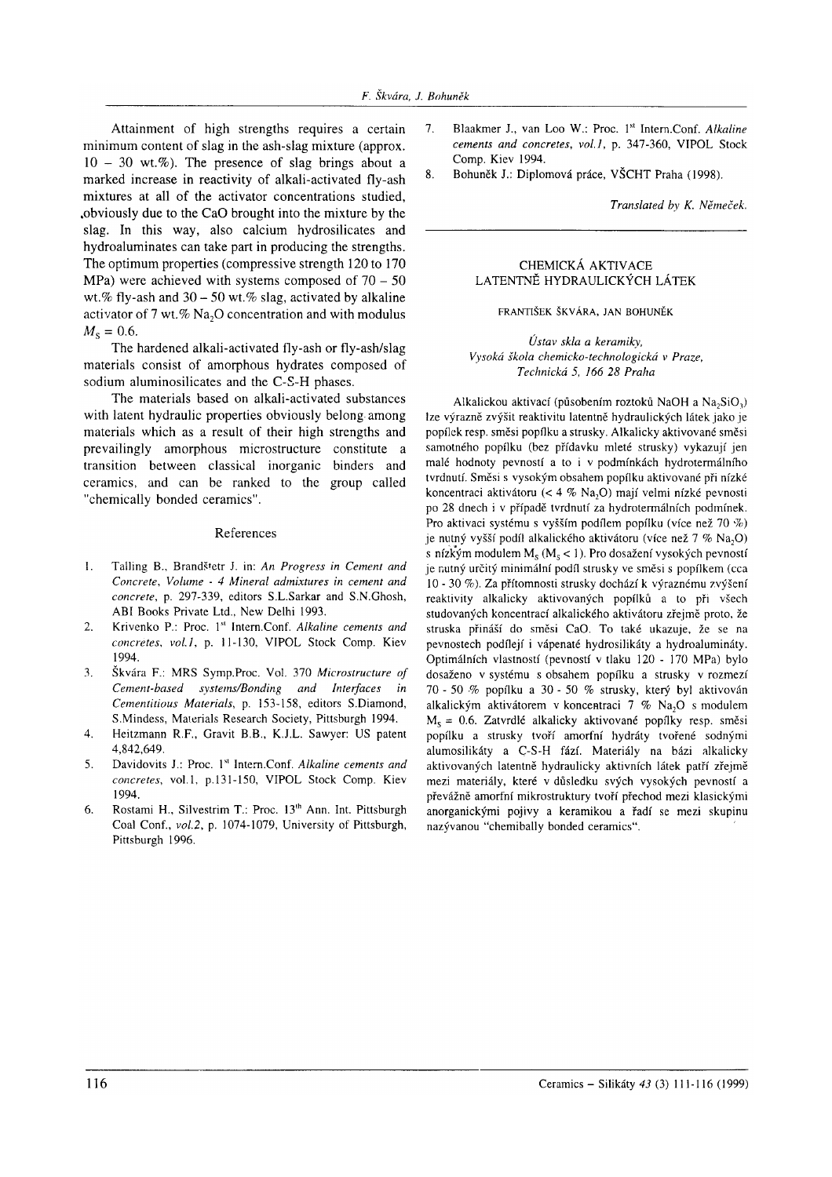Attainment of high strengths requires a certain minimum content of slag in the ash-slag mixture (approx. 10 – 30 wt.%). The presence of slag brings about a marked increase in reactivity of alkali-activated fly-ash mixtures at all of the activator concentrations studied, obviously due to the CaO brought into the mixture by the slag. In this way, also calcium hydrosilicates and hydroaluminates can take part in producing the strengths. The optimum properties (compressive strength 120 to 170 MPa) were achieved with systems composed of 70 – 50 wt.% fly-ash and 30 – 50 wt.% slag, activated by alkaline activator of 7 wt.% $Na_2O$ concentration and with modulus $M_S = 0.6$.

The hardened alkali-activated fly-ash or fly-ash/slag materials consist of amorphous hydrates composed of sodium aluminosilicates and the C-S-H phases.

The materials based on alkali-activated substances with latent hydraulic properties obviously belong among materials which as a result of their high strengths and prevailingly amorphous microstructure constitute a transition between classical inorganic binders and ceramics, and can be ranked to the group called "chemically bonded ceramics".

## References

1. Talling B., Brandštetr J. in: *An Progress in Cement and Concrete, Volume - 4 Mineral admixtures in cement and concrete*, p. 297-339, editors S.L.Sarkar and S.N.Ghosh, ABI Books Private Ltd., New Delhi 1993.
2. Krivenko P.: Proc. 1st Intern.Conf. *Alkaline cements and concretes, vol.1*, p. 11-130, VIPOL Stock Comp. Kiev 1994.
3. Škvára F.: MRS Symp.Proc. Vol. 370 *Microstructure of Cement-based systems/Bonding and Interfaces in Cementitious Materials*, p. 153-158, editors S.Diamond, S.Mindess, Materials Research Society, Pittsburgh 1994.
4. Heitzmann R.F., Gravit B.B., K.J.L. Sawyer: US patent 4,842,649.
5. Davidovits J.: Proc. 1st Intern.Conf. *Alkaline cements and concretes*, vol.1, p.131-150, VIPOL Stock Comp. Kiev 1994.
6. Rostami H., Silvestrim T.: Proc. 13th Ann. Int. Pittsburgh Coal Conf., *vol.2*, p. 1074-1079, University of Pittsburgh, Pittsburgh 1996.
7. Blaakmer J., van Loo W.: Proc. 1st Intern.Conf. *Alkaline cements and concretes, vol.1*, p. 347-360, VIPOL Stock Comp. Kiev 1994.
8. Bohuněk J.: Diplomová práce, VŠCHT Praha (1998).

*Translated by K. Němeček.*

## CHEMICKÁ AKTIVACE LATENTNĚ HYDRAULICKÝCH LÁTEK

FRANTIŠEK ŠKVÁRA, JAN BOHUNĚK

*Ústav skla a keramiky,*
*Vysoká škola chemicko-technologická v Praze,*
*Technická 5, 166 28 Praha*

Alkalickou aktivací (působením roztoků NaOH a $Na_2SiO_3$) lze výrazně zvýšit reaktivitu latentně hydraulických látek jako je popílek resp. směsi popílku a strusky. Alkalicky aktivované směsi samotného popílku (bez přídavku mleté strusky) vykazují jen malé hodnoty pevností a to i v podmínkách hydrotermálního tvrdnutí. Směsi s vysokým obsahem popílku aktivované při nízké koncentraci aktivátoru (< 4 % $Na_2O$) mají velmi nízké pevnosti po 28 dnech i v případě tvrdnutí za hydrotermálních podmínek. Pro aktivaci systému s vyšším podílem popílku (více než 70 %) je nutný vyšší podíl alkalického aktivátoru (více než 7 % $Na_2O$) s nízkým modulem $M_S$ ($M_S < 1$). Pro dosažení vysokých pevností je nutný určitý minimální podíl strusky ve směsi s popílkem (cca 10 - 30 %). Za přítomnosti strusky dochází k výraznému zvýšení reaktivity alkalicky aktivovaných popílků a to při všech studovaných koncentrací alkalického aktivátoru zřejmě proto, že struska přináší do směsi CaO. To také ukazuje, že se na pevnostech podílejí i vápenaté hydrosilikáty a hydroalumináty. Optimálních vlastností (pevností v tlaku 120 - 170 MPa) bylo dosaženo v systému s obsahem popílku a strusky v rozmezí 70 - 50 % popílku a 30 - 50 % strusky, který byl aktivován alkalickým aktivátorem v koncentraci 7 % $Na_2O$ s modulem $M_S = 0.6$. Zatvrdlé alkalicky aktivované popílky resp. směsi popílku a strusky tvoří amorfní hydráty tvořené sodnými alumosilikáty a C-S-H fází. Materiály na bázi alkalicky aktivovaných latentně hydraulicky aktivních látek patří zřejmě mezi materiály, které v důsledku svých vysokých pevností a převážně amorfní mikrostruktury tvoří přechod mezi klasickými anorganickými pojivy a keramikou a řadí se mezi skupinu nazývanou "chemibally bonded ceramics".